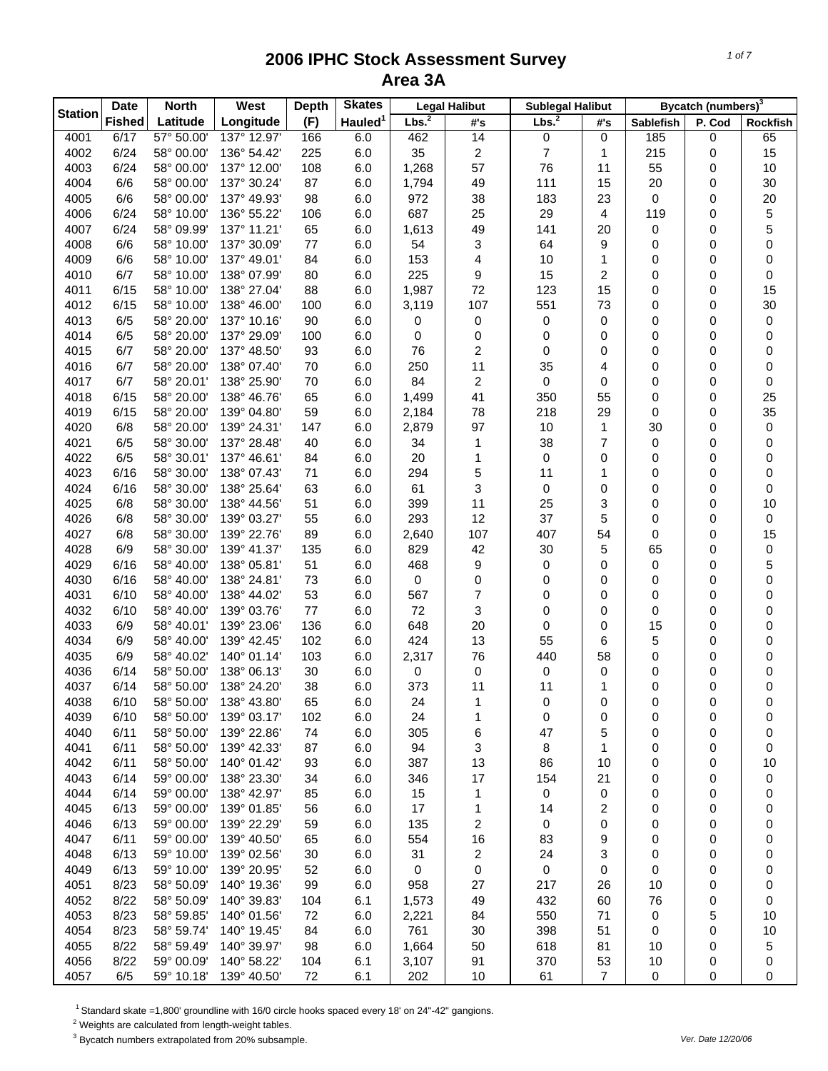# 2006 IPHC Stock Assessment Survey
## Area 3A

| Station | Date Fished | North Latitude | West Longitude | Depth (F) | Skates Hauled[1] | Legal Halibut | | Sublegal Halibut | | Bycatch (numbers)[3] | | |
|---|---|---|---|---|---|---|---|---|---|---|---|---|
| | | | | | | Lbs.[2] | #'s | Lbs.[2] | #'s | Sablefish | P. Cod | Rockfish |
| 4001 | 6/17 | 57° 50.00' | 137° 12.97' | 166 | 6.0 | 462 | 14 | 0 | 0 | 185 | 0 | 65 |
| 4002 | 6/24 | 58° 00.00' | 136° 54.42' | 225 | 6.0 | 35 | 2 | 7 | 1 | 215 | 0 | 15 |
| 4003 | 6/24 | 58° 00.00' | 137° 12.00' | 108 | 6.0 | 1,268 | 57 | 76 | 11 | 55 | 0 | 10 |
| 4004 | 6/6 | 58° 00.00' | 137° 30.24' | 87 | 6.0 | 1,794 | 49 | 111 | 15 | 20 | 0 | 30 |
| 4005 | 6/6 | 58° 00.00' | 137° 49.93' | 98 | 6.0 | 972 | 38 | 183 | 23 | 0 | 0 | 20 |
| 4006 | 6/24 | 58° 10.00' | 136° 55.22' | 106 | 6.0 | 687 | 25 | 29 | 4 | 119 | 0 | 5 |
| 4007 | 6/24 | 58° 09.99' | 137° 11.21' | 65 | 6.0 | 1,613 | 49 | 141 | 20 | 0 | 0 | 5 |
| 4008 | 6/6 | 58° 10.00' | 137° 30.09' | 77 | 6.0 | 54 | 3 | 64 | 9 | 0 | 0 | 0 |
| 4009 | 6/6 | 58° 10.00' | 137° 49.01' | 84 | 6.0 | 153 | 4 | 10 | 1 | 0 | 0 | 0 |
| 4010 | 6/7 | 58° 10.00' | 138° 07.99' | 80 | 6.0 | 225 | 9 | 15 | 2 | 0 | 0 | 0 |
| 4011 | 6/15 | 58° 10.00' | 138° 27.04' | 88 | 6.0 | 1,987 | 72 | 123 | 15 | 0 | 0 | 15 |
| 4012 | 6/15 | 58° 10.00' | 138° 46.00' | 100 | 6.0 | 3,119 | 107 | 551 | 73 | 0 | 0 | 30 |
| 4013 | 6/5 | 58° 20.00' | 137° 10.16' | 90 | 6.0 | 0 | 0 | 0 | 0 | 0 | 0 | 0 |
| 4014 | 6/5 | 58° 20.00' | 137° 29.09' | 100 | 6.0 | 0 | 0 | 0 | 0 | 0 | 0 | 0 |
| 4015 | 6/7 | 58° 20.00' | 137° 48.50' | 93 | 6.0 | 76 | 2 | 0 | 0 | 0 | 0 | 0 |
| 4016 | 6/7 | 58° 20.00' | 138° 07.40' | 70 | 6.0 | 250 | 11 | 35 | 4 | 0 | 0 | 0 |
| 4017 | 6/7 | 58° 20.01' | 138° 25.90' | 70 | 6.0 | 84 | 2 | 0 | 0 | 0 | 0 | 0 |
| 4018 | 6/15 | 58° 20.00' | 138° 46.76' | 65 | 6.0 | 1,499 | 41 | 350 | 55 | 0 | 0 | 25 |
| 4019 | 6/15 | 58° 20.00' | 139° 04.80' | 59 | 6.0 | 2,184 | 78 | 218 | 29 | 0 | 0 | 35 |
| 4020 | 6/8 | 58° 20.00' | 139° 24.31' | 147 | 6.0 | 2,879 | 97 | 10 | 1 | 30 | 0 | 0 |
| 4021 | 6/5 | 58° 30.00' | 137° 28.48' | 40 | 6.0 | 34 | 1 | 38 | 7 | 0 | 0 | 0 |
| 4022 | 6/5 | 58° 30.01' | 137° 46.61' | 84 | 6.0 | 20 | 1 | 0 | 0 | 0 | 0 | 0 |
| 4023 | 6/16 | 58° 30.00' | 138° 07.43' | 71 | 6.0 | 294 | 5 | 11 | 1 | 0 | 0 | 0 |
| 4024 | 6/16 | 58° 30.00' | 138° 25.64' | 63 | 6.0 | 61 | 3 | 0 | 0 | 0 | 0 | 0 |
| 4025 | 6/8 | 58° 30.00' | 138° 44.56' | 51 | 6.0 | 399 | 11 | 25 | 3 | 0 | 0 | 10 |
| 4026 | 6/8 | 58° 30.00' | 139° 03.27' | 55 | 6.0 | 293 | 12 | 37 | 5 | 0 | 0 | 0 |
| 4027 | 6/8 | 58° 30.00' | 139° 22.76' | 89 | 6.0 | 2,640 | 107 | 407 | 54 | 0 | 0 | 15 |
| 4028 | 6/9 | 58° 30.00' | 139° 41.37' | 135 | 6.0 | 829 | 42 | 30 | 5 | 65 | 0 | 0 |
| 4029 | 6/16 | 58° 40.00' | 138° 05.81' | 51 | 6.0 | 468 | 9 | 0 | 0 | 0 | 0 | 5 |
| 4030 | 6/16 | 58° 40.00' | 138° 24.81' | 73 | 6.0 | 0 | 0 | 0 | 0 | 0 | 0 | 0 |
| 4031 | 6/10 | 58° 40.00' | 138° 44.02' | 53 | 6.0 | 567 | 7 | 0 | 0 | 0 | 0 | 0 |
| 4032 | 6/10 | 58° 40.00' | 139° 03.76' | 77 | 6.0 | 72 | 3 | 0 | 0 | 0 | 0 | 0 |
| 4033 | 6/9 | 58° 40.01' | 139° 23.06' | 136 | 6.0 | 648 | 20 | 0 | 0 | 15 | 0 | 0 |
| 4034 | 6/9 | 58° 40.00' | 139° 42.45' | 102 | 6.0 | 424 | 13 | 55 | 6 | 5 | 0 | 0 |
| 4035 | 6/9 | 58° 40.02' | 140° 01.14' | 103 | 6.0 | 2,317 | 76 | 440 | 58 | 0 | 0 | 0 |
| 4036 | 6/14 | 58° 50.00' | 138° 06.13' | 30 | 6.0 | 0 | 0 | 0 | 0 | 0 | 0 | 0 |
| 4037 | 6/14 | 58° 50.00' | 138° 24.20' | 38 | 6.0 | 373 | 11 | 11 | 1 | 0 | 0 | 0 |
| 4038 | 6/10 | 58° 50.00' | 138° 43.80' | 65 | 6.0 | 24 | 1 | 0 | 0 | 0 | 0 | 0 |
| 4039 | 6/10 | 58° 50.00' | 139° 03.17' | 102 | 6.0 | 24 | 1 | 0 | 0 | 0 | 0 | 0 |
| 4040 | 6/11 | 58° 50.00' | 139° 22.86' | 74 | 6.0 | 305 | 6 | 47 | 5 | 0 | 0 | 0 |
| 4041 | 6/11 | 58° 50.00' | 139° 42.33' | 87 | 6.0 | 94 | 3 | 8 | 1 | 0 | 0 | 0 |
| 4042 | 6/11 | 58° 50.00' | 140° 01.42' | 93 | 6.0 | 387 | 13 | 86 | 10 | 0 | 0 | 10 |
| 4043 | 6/14 | 59° 00.00' | 138° 23.30' | 34 | 6.0 | 346 | 17 | 154 | 21 | 0 | 0 | 0 |
| 4044 | 6/14 | 59° 00.00' | 138° 42.97' | 85 | 6.0 | 15 | 1 | 0 | 0 | 0 | 0 | 0 |
| 4045 | 6/13 | 59° 00.00' | 139° 01.85' | 56 | 6.0 | 17 | 1 | 14 | 2 | 0 | 0 | 0 |
| 4046 | 6/13 | 59° 00.00' | 139° 22.29' | 59 | 6.0 | 135 | 2 | 0 | 0 | 0 | 0 | 0 |
| 4047 | 6/11 | 59° 00.00' | 139° 40.50' | 65 | 6.0 | 554 | 16 | 83 | 9 | 0 | 0 | 0 |
| 4048 | 6/13 | 59° 10.00' | 139° 02.56' | 30 | 6.0 | 31 | 2 | 24 | 3 | 0 | 0 | 0 |
| 4049 | 6/13 | 59° 10.00' | 139° 20.95' | 52 | 6.0 | 0 | 0 | 0 | 0 | 0 | 0 | 0 |
| 4051 | 8/23 | 58° 50.09' | 140° 19.36' | 99 | 6.0 | 958 | 27 | 217 | 26 | 10 | 0 | 0 |
| 4052 | 8/22 | 58° 50.09' | 140° 39.83' | 104 | 6.1 | 1,573 | 49 | 432 | 60 | 76 | 0 | 0 |
| 4053 | 8/23 | 58° 59.85' | 140° 01.56' | 72 | 6.0 | 2,221 | 84 | 550 | 71 | 0 | 5 | 10 |
| 4054 | 8/23 | 58° 59.74' | 140° 19.45' | 84 | 6.0 | 761 | 30 | 398 | 51 | 0 | 0 | 10 |
| 4055 | 8/22 | 58° 59.49' | 140° 39.97' | 98 | 6.0 | 1,664 | 50 | 618 | 81 | 10 | 0 | 5 |
| 4056 | 8/22 | 59° 00.09' | 140° 58.22' | 104 | 6.1 | 3,107 | 91 | 370 | 53 | 10 | 0 | 0 |
| 4057 | 6/5 | 59° 10.18' | 139° 40.50' | 72 | 6.1 | 202 | 10 | 61 | 7 | 0 | 0 | 0 |

[1] Standard skate =1,800' groundline with 16/0 circle hooks spaced every 18' on 24"-42" gangions.

[2] Weights are calculated from length-weight tables.

[3] Bycatch numbers extrapolated from 20% subsample.

Ver. Date 12/20/06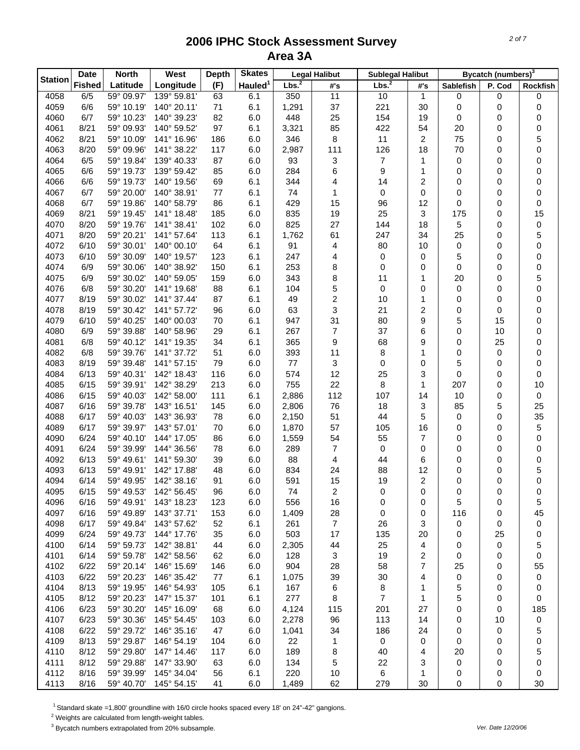# 2006 IPHC Stock Assessment Survey
# Area 3A

| Station | Date Fished | North Latitude | West Longitude | Depth (F) | Skates Hauled[1] | Legal Halibut Lbs.[2] | Legal Halibut #'s | Sublegal Halibut Lbs.[2] | Sublegal Halibut #'s | Bycatch (numbers)[3] Sablefish | P. Cod | Rockfish |
|---|---|---|---|---|---|---|---|---|---|---|---|---|
| 4058 | 6/5 | 59° 09.97' | 139° 59.81' | 63 | 6.1 | 350 | 11 | 10 | 1 | 0 | 0 | 0 |
| 4059 | 6/6 | 59° 10.19' | 140° 20.11' | 71 | 6.1 | 1,291 | 37 | 221 | 30 | 0 | 0 | 0 |
| 4060 | 6/7 | 59° 10.23' | 140° 39.23' | 82 | 6.0 | 448 | 25 | 154 | 19 | 0 | 0 | 0 |
| 4061 | 8/21 | 59° 09.93' | 140° 59.52' | 97 | 6.1 | 3,321 | 85 | 422 | 54 | 20 | 0 | 0 |
| 4062 | 8/21 | 59° 10.09' | 141° 16.96' | 186 | 6.0 | 346 | 8 | 11 | 2 | 75 | 0 | 5 |
| 4063 | 8/20 | 59° 09.96' | 141° 38.22' | 117 | 6.0 | 2,987 | 111 | 126 | 18 | 70 | 0 | 0 |
| 4064 | 6/5 | 59° 19.84' | 139° 40.33' | 87 | 6.0 | 93 | 3 | 7 | 1 | 0 | 0 | 0 |
| 4065 | 6/6 | 59° 19.73' | 139° 59.42' | 85 | 6.0 | 284 | 6 | 9 | 1 | 0 | 0 | 0 |
| 4066 | 6/6 | 59° 19.73' | 140° 19.56' | 69 | 6.1 | 344 | 4 | 14 | 2 | 0 | 0 | 0 |
| 4067 | 6/7 | 59° 20.00' | 140° 38.91' | 77 | 6.1 | 74 | 1 | 0 | 0 | 0 | 0 | 0 |
| 4068 | 6/7 | 59° 19.86' | 140° 58.79' | 86 | 6.1 | 429 | 15 | 96 | 12 | 0 | 0 | 0 |
| 4069 | 8/21 | 59° 19.45' | 141° 18.48' | 185 | 6.0 | 835 | 19 | 25 | 3 | 175 | 0 | 15 |
| 4070 | 8/20 | 59° 19.76' | 141° 38.41' | 102 | 6.0 | 825 | 27 | 144 | 18 | 5 | 0 | 0 |
| 4071 | 8/20 | 59° 20.21' | 141° 57.64' | 113 | 6.1 | 1,762 | 61 | 247 | 34 | 25 | 0 | 5 |
| 4072 | 6/10 | 59° 30.01' | 140° 00.10' | 64 | 6.1 | 91 | 4 | 80 | 10 | 0 | 0 | 0 |
| 4073 | 6/10 | 59° 30.09' | 140° 19.57' | 123 | 6.1 | 247 | 4 | 0 | 0 | 5 | 0 | 0 |
| 4074 | 6/9 | 59° 30.06' | 140° 38.92' | 150 | 6.1 | 253 | 8 | 0 | 0 | 0 | 0 | 0 |
| 4075 | 6/9 | 59° 30.02' | 140° 59.05' | 159 | 6.0 | 343 | 8 | 11 | 1 | 20 | 0 | 5 |
| 4076 | 6/8 | 59° 30.20' | 141° 19.68' | 88 | 6.1 | 104 | 5 | 0 | 0 | 0 | 0 | 0 |
| 4077 | 8/19 | 59° 30.02' | 141° 37.44' | 87 | 6.1 | 49 | 2 | 10 | 1 | 0 | 0 | 0 |
| 4078 | 8/19 | 59° 30.42' | 141° 57.72' | 96 | 6.0 | 63 | 3 | 21 | 2 | 0 | 0 | 0 |
| 4079 | 6/10 | 59° 40.25' | 140° 00.03' | 70 | 6.1 | 947 | 31 | 80 | 9 | 5 | 15 | 0 |
| 4080 | 6/9 | 59° 39.88' | 140° 58.96' | 29 | 6.1 | 267 | 7 | 37 | 6 | 0 | 10 | 0 |
| 4081 | 6/8 | 59° 40.12' | 141° 19.35' | 34 | 6.1 | 365 | 9 | 68 | 9 | 0 | 25 | 0 |
| 4082 | 6/8 | 59° 39.76' | 141° 37.72' | 51 | 6.0 | 393 | 11 | 8 | 1 | 0 | 0 | 0 |
| 4083 | 8/19 | 59° 39.48' | 141° 57.15' | 79 | 6.0 | 77 | 3 | 0 | 0 | 5 | 0 | 0 |
| 4084 | 6/13 | 59° 40.31' | 142° 18.43' | 116 | 6.0 | 574 | 12 | 25 | 3 | 0 | 0 | 0 |
| 4085 | 6/15 | 59° 39.91' | 142° 38.29' | 213 | 6.0 | 755 | 22 | 8 | 1 | 207 | 0 | 10 |
| 4086 | 6/15 | 59° 40.03' | 142° 58.00' | 111 | 6.1 | 2,886 | 112 | 107 | 14 | 10 | 0 | 0 |
| 4087 | 6/16 | 59° 39.78' | 143° 16.51' | 145 | 6.0 | 2,806 | 76 | 18 | 3 | 85 | 5 | 25 |
| 4088 | 6/17 | 59° 40.03' | 143° 36.93' | 78 | 6.0 | 2,150 | 51 | 44 | 5 | 0 | 0 | 35 |
| 4089 | 6/17 | 59° 39.97' | 143° 57.01' | 70 | 6.0 | 1,870 | 57 | 105 | 16 | 0 | 0 | 5 |
| 4090 | 6/24 | 59° 40.10' | 144° 17.05' | 86 | 6.0 | 1,559 | 54 | 55 | 7 | 0 | 0 | 0 |
| 4091 | 6/24 | 59° 39.99' | 144° 36.56' | 78 | 6.0 | 289 | 7 | 0 | 0 | 0 | 0 | 0 |
| 4092 | 6/13 | 59° 49.61' | 141° 59.30' | 39 | 6.0 | 88 | 4 | 44 | 6 | 0 | 0 | 0 |
| 4093 | 6/13 | 59° 49.91' | 142° 17.88' | 48 | 6.0 | 834 | 24 | 88 | 12 | 0 | 0 | 5 |
| 4094 | 6/14 | 59° 49.95' | 142° 38.16' | 91 | 6.0 | 591 | 15 | 19 | 2 | 0 | 0 | 0 |
| 4095 | 6/15 | 59° 49.53' | 142° 56.45' | 96 | 6.0 | 74 | 2 | 0 | 0 | 0 | 0 | 0 |
| 4096 | 6/16 | 59° 49.91' | 143° 18.23' | 123 | 6.0 | 556 | 16 | 0 | 0 | 5 | 0 | 5 |
| 4097 | 6/16 | 59° 49.89' | 143° 37.71' | 153 | 6.0 | 1,409 | 28 | 0 | 0 | 116 | 0 | 45 |
| 4098 | 6/17 | 59° 49.84' | 143° 57.62' | 52 | 6.1 | 261 | 7 | 26 | 3 | 0 | 0 | 0 |
| 4099 | 6/24 | 59° 49.73' | 144° 17.76' | 35 | 6.0 | 503 | 17 | 135 | 20 | 0 | 25 | 0 |
| 4100 | 6/14 | 59° 59.73' | 142° 38.81' | 44 | 6.0 | 2,305 | 44 | 25 | 4 | 0 | 0 | 5 |
| 4101 | 6/14 | 59° 59.78' | 142° 58.56' | 62 | 6.0 | 128 | 3 | 19 | 2 | 0 | 0 | 0 |
| 4102 | 6/22 | 59° 20.14' | 146° 15.69' | 146 | 6.0 | 904 | 28 | 58 | 7 | 25 | 0 | 55 |
| 4103 | 6/22 | 59° 20.23' | 146° 35.42' | 77 | 6.1 | 1,075 | 39 | 30 | 4 | 0 | 0 | 0 |
| 4104 | 8/13 | 59° 19.95' | 146° 54.93' | 105 | 6.1 | 167 | 6 | 8 | 1 | 5 | 0 | 0 |
| 4105 | 8/12 | 59° 20.23' | 147° 15.37' | 101 | 6.1 | 277 | 8 | 7 | 1 | 5 | 0 | 0 |
| 4106 | 6/23 | 59° 30.20' | 145° 16.09' | 68 | 6.0 | 4,124 | 115 | 201 | 27 | 0 | 0 | 185 |
| 4107 | 6/23 | 59° 30.36' | 145° 54.45' | 103 | 6.0 | 2,278 | 96 | 113 | 14 | 0 | 10 | 0 |
| 4108 | 6/22 | 59° 29.72' | 146° 35.16' | 47 | 6.0 | 1,041 | 34 | 186 | 24 | 0 | 0 | 5 |
| 4109 | 8/13 | 59° 29.87' | 146° 54.19' | 104 | 6.0 | 22 | 1 | 0 | 0 | 0 | 0 | 0 |
| 4110 | 8/12 | 59° 29.80' | 147° 14.46' | 117 | 6.0 | 189 | 8 | 40 | 4 | 20 | 0 | 5 |
| 4111 | 8/12 | 59° 29.88' | 147° 33.90' | 63 | 6.0 | 134 | 5 | 22 | 3 | 0 | 0 | 0 |
| 4112 | 8/16 | 59° 39.99' | 145° 34.04' | 56 | 6.1 | 220 | 10 | 6 | 1 | 0 | 0 | 0 |
| 4113 | 8/16 | 59° 40.70' | 145° 54.15' | 41 | 6.0 | 1,489 | 62 | 279 | 30 | 0 | 0 | 30 |

[1] Standard skate =1,800' groundline with 16/0 circle hooks spaced every 18' on 24"-42" gangions.

[2] Weights are calculated from length-weight tables.

[3] Bycatch numbers extrapolated from 20% subsample.

*Ver. Date 12/20/06*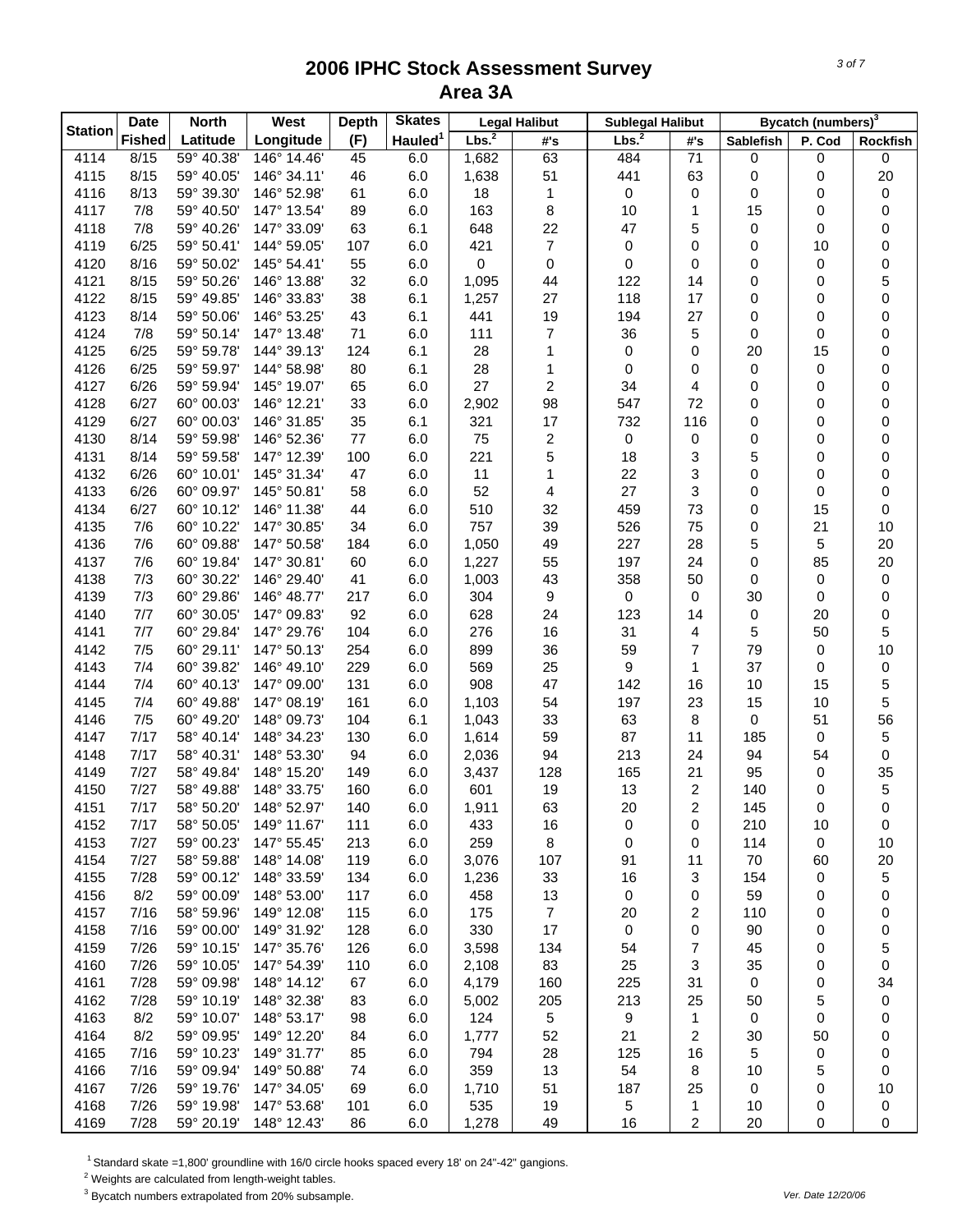# 2006 IPHC Stock Assessment Survey
# Area 3A

| Station | Date Fished | North Latitude | West Longitude | Depth (F) | Skates Hauled[1] | Legal Halibut | | Sublegal Halibut | | Bycatch (numbers)[3] | | |
|---|---|---|---|---|---|---|---|---|---|---|---|---|
| | | | | | | Lbs.[2] | #'s | Lbs.[2] | #'s | Sablefish | P. Cod | Rockfish |
| 4114 | 8/15 | 59° 40.38' | 146° 14.46' | 45 | 6.0 | 1,682 | 63 | 484 | 71 | 0 | 0 | 0 |
| 4115 | 8/15 | 59° 40.05' | 146° 34.11' | 46 | 6.0 | 1,638 | 51 | 441 | 63 | 0 | 0 | 20 |
| 4116 | 8/13 | 59° 39.30' | 146° 52.98' | 61 | 6.0 | 18 | 1 | 0 | 0 | 0 | 0 | 0 |
| 4117 | 7/8 | 59° 40.50' | 147° 13.54' | 89 | 6.0 | 163 | 8 | 10 | 1 | 15 | 0 | 0 |
| 4118 | 7/8 | 59° 40.26' | 147° 33.09' | 63 | 6.1 | 648 | 22 | 47 | 5 | 0 | 0 | 0 |
| 4119 | 6/25 | 59° 50.41' | 144° 59.05' | 107 | 6.0 | 421 | 7 | 0 | 0 | 0 | 10 | 0 |
| 4120 | 8/16 | 59° 50.02' | 145° 54.41' | 55 | 6.0 | 0 | 0 | 0 | 0 | 0 | 0 | 0 |
| 4121 | 8/15 | 59° 50.26' | 146° 13.88' | 32 | 6.0 | 1,095 | 44 | 122 | 14 | 0 | 0 | 5 |
| 4122 | 8/15 | 59° 49.85' | 146° 33.83' | 38 | 6.1 | 1,257 | 27 | 118 | 17 | 0 | 0 | 0 |
| 4123 | 8/14 | 59° 50.06' | 146° 53.25' | 43 | 6.1 | 441 | 19 | 194 | 27 | 0 | 0 | 0 |
| 4124 | 7/8 | 59° 50.14' | 147° 13.48' | 71 | 6.0 | 111 | 7 | 36 | 5 | 0 | 0 | 0 |
| 4125 | 6/25 | 59° 59.78' | 144° 39.13' | 124 | 6.1 | 28 | 1 | 0 | 0 | 20 | 15 | 0 |
| 4126 | 6/25 | 59° 59.97' | 144° 58.98' | 80 | 6.1 | 28 | 1 | 0 | 0 | 0 | 0 | 0 |
| 4127 | 6/26 | 59° 59.94' | 145° 19.07' | 65 | 6.0 | 27 | 2 | 34 | 4 | 0 | 0 | 0 |
| 4128 | 6/27 | 60° 00.03' | 146° 12.21' | 33 | 6.0 | 2,902 | 98 | 547 | 72 | 0 | 0 | 0 |
| 4129 | 6/27 | 60° 00.03' | 146° 31.85' | 35 | 6.1 | 321 | 17 | 732 | 116 | 0 | 0 | 0 |
| 4130 | 8/14 | 59° 59.98' | 146° 52.36' | 77 | 6.0 | 75 | 2 | 0 | 0 | 0 | 0 | 0 |
| 4131 | 8/14 | 59° 59.58' | 147° 12.39' | 100 | 6.0 | 221 | 5 | 18 | 3 | 5 | 0 | 0 |
| 4132 | 6/26 | 60° 10.01' | 145° 31.34' | 47 | 6.0 | 11 | 1 | 22 | 3 | 0 | 0 | 0 |
| 4133 | 6/26 | 60° 09.97' | 145° 50.81' | 58 | 6.0 | 52 | 4 | 27 | 3 | 0 | 0 | 0 |
| 4134 | 6/27 | 60° 10.12' | 146° 11.38' | 44 | 6.0 | 510 | 32 | 459 | 73 | 0 | 15 | 0 |
| 4135 | 7/6 | 60° 10.22' | 147° 30.85' | 34 | 6.0 | 757 | 39 | 526 | 75 | 0 | 21 | 10 |
| 4136 | 7/6 | 60° 09.88' | 147° 50.58' | 184 | 6.0 | 1,050 | 49 | 227 | 28 | 5 | 5 | 20 |
| 4137 | 7/6 | 60° 19.84' | 147° 30.81' | 60 | 6.0 | 1,227 | 55 | 197 | 24 | 0 | 85 | 20 |
| 4138 | 7/3 | 60° 30.22' | 146° 29.40' | 41 | 6.0 | 1,003 | 43 | 358 | 50 | 0 | 0 | 0 |
| 4139 | 7/3 | 60° 29.86' | 146° 48.77' | 217 | 6.0 | 304 | 9 | 0 | 0 | 30 | 0 | 0 |
| 4140 | 7/7 | 60° 30.05' | 147° 09.83' | 92 | 6.0 | 628 | 24 | 123 | 14 | 0 | 20 | 0 |
| 4141 | 7/7 | 60° 29.84' | 147° 29.76' | 104 | 6.0 | 276 | 16 | 31 | 4 | 5 | 50 | 5 |
| 4142 | 7/5 | 60° 29.11' | 147° 50.13' | 254 | 6.0 | 899 | 36 | 59 | 7 | 79 | 0 | 10 |
| 4143 | 7/4 | 60° 39.82' | 146° 49.10' | 229 | 6.0 | 569 | 25 | 9 | 1 | 37 | 0 | 0 |
| 4144 | 7/4 | 60° 40.13' | 147° 09.00' | 131 | 6.0 | 908 | 47 | 142 | 16 | 10 | 15 | 5 |
| 4145 | 7/4 | 60° 49.88' | 147° 08.19' | 161 | 6.0 | 1,103 | 54 | 197 | 23 | 15 | 10 | 5 |
| 4146 | 7/5 | 60° 49.20' | 148° 09.73' | 104 | 6.1 | 1,043 | 33 | 63 | 8 | 0 | 51 | 56 |
| 4147 | 7/17 | 58° 40.14' | 148° 34.23' | 130 | 6.0 | 1,614 | 59 | 87 | 11 | 185 | 0 | 5 |
| 4148 | 7/17 | 58° 40.31' | 148° 53.30' | 94 | 6.0 | 2,036 | 94 | 213 | 24 | 94 | 54 | 0 |
| 4149 | 7/27 | 58° 49.84' | 148° 15.20' | 149 | 6.0 | 3,437 | 128 | 165 | 21 | 95 | 0 | 35 |
| 4150 | 7/27 | 58° 49.88' | 148° 33.75' | 160 | 6.0 | 601 | 19 | 13 | 2 | 140 | 0 | 5 |
| 4151 | 7/17 | 58° 50.20' | 148° 52.97' | 140 | 6.0 | 1,911 | 63 | 20 | 2 | 145 | 0 | 0 |
| 4152 | 7/17 | 58° 50.05' | 149° 11.67' | 111 | 6.0 | 433 | 16 | 0 | 0 | 210 | 10 | 0 |
| 4153 | 7/27 | 59° 00.23' | 147° 55.45' | 213 | 6.0 | 259 | 8 | 0 | 0 | 114 | 0 | 10 |
| 4154 | 7/27 | 58° 59.88' | 148° 14.08' | 119 | 6.0 | 3,076 | 107 | 91 | 11 | 70 | 60 | 20 |
| 4155 | 7/28 | 59° 00.12' | 148° 33.59' | 134 | 6.0 | 1,236 | 33 | 16 | 3 | 154 | 0 | 5 |
| 4156 | 8/2 | 59° 00.09' | 148° 53.00' | 117 | 6.0 | 458 | 13 | 0 | 0 | 59 | 0 | 0 |
| 4157 | 7/16 | 58° 59.96' | 149° 12.08' | 115 | 6.0 | 175 | 7 | 20 | 2 | 110 | 0 | 0 |
| 4158 | 7/16 | 59° 00.00' | 149° 31.92' | 128 | 6.0 | 330 | 17 | 0 | 0 | 90 | 0 | 0 |
| 4159 | 7/26 | 59° 10.15' | 147° 35.76' | 126 | 6.0 | 3,598 | 134 | 54 | 7 | 45 | 0 | 5 |
| 4160 | 7/26 | 59° 10.05' | 147° 54.39' | 110 | 6.0 | 2,108 | 83 | 25 | 3 | 35 | 0 | 0 |
| 4161 | 7/28 | 59° 09.98' | 148° 14.12' | 67 | 6.0 | 4,179 | 160 | 225 | 31 | 0 | 0 | 34 |
| 4162 | 7/28 | 59° 10.19' | 148° 32.38' | 83 | 6.0 | 5,002 | 205 | 213 | 25 | 50 | 5 | 0 |
| 4163 | 8/2 | 59° 10.07' | 148° 53.17' | 98 | 6.0 | 124 | 5 | 9 | 1 | 0 | 0 | 0 |
| 4164 | 8/2 | 59° 09.95' | 149° 12.20' | 84 | 6.0 | 1,777 | 52 | 21 | 2 | 30 | 50 | 0 |
| 4165 | 7/16 | 59° 10.23' | 149° 31.77' | 85 | 6.0 | 794 | 28 | 125 | 16 | 5 | 0 | 0 |
| 4166 | 7/16 | 59° 09.94' | 149° 50.88' | 74 | 6.0 | 359 | 13 | 54 | 8 | 10 | 5 | 0 |
| 4167 | 7/26 | 59° 19.76' | 147° 34.05' | 69 | 6.0 | 1,710 | 51 | 187 | 25 | 0 | 0 | 10 |
| 4168 | 7/26 | 59° 19.98' | 147° 53.68' | 101 | 6.0 | 535 | 19 | 5 | 1 | 10 | 0 | 0 |
| 4169 | 7/28 | 59° 20.19' | 148° 12.43' | 86 | 6.0 | 1,278 | 49 | 16 | 2 | 20 | 0 | 0 |

[1] Standard skate =1,800' groundline with 16/0 circle hooks spaced every 18' on 24"-42" gangions.

[2] Weights are calculated from length-weight tables.

[3] Bycatch numbers extrapolated from 20% subsample.

Ver. Date 12/20/06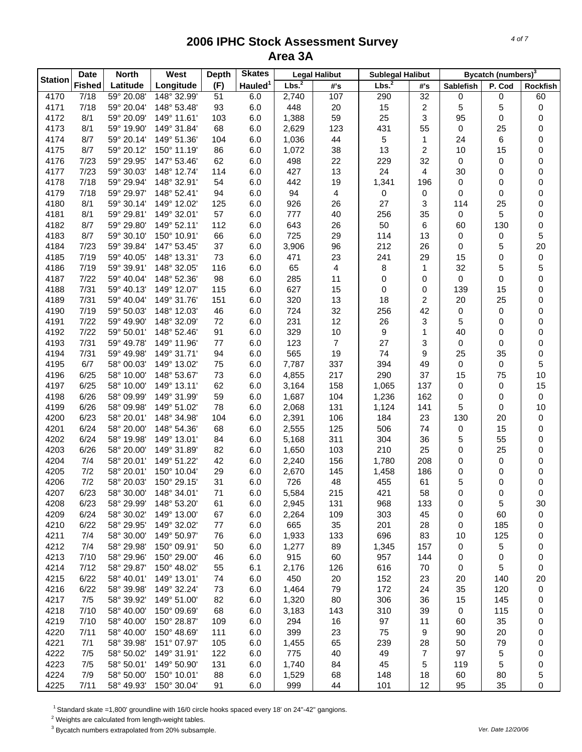# 2006 IPHC Stock Assessment Survey
## Area 3A

| Station | Date Fished | North Latitude | West Longitude | Depth (F) | Skates Hauled[1] | Legal Halibut Lbs.[2] | Legal Halibut #'s | Sublegal Halibut Lbs.[2] | Sublegal Halibut #'s | Bycatch (numbers)[3] Sablefish | P. Cod | Rockfish |
|---|---|---|---|---|---|---|---|---|---|---|---|---|
| 4170 | 7/18 | 59° 20.08' | 148° 32.99' | 51 | 6.0 | 2,740 | 107 | 290 | 32 | 0 | 0 | 60 |
| 4171 | 7/18 | 59° 20.04' | 148° 53.48' | 93 | 6.0 | 448 | 20 | 15 | 2 | 5 | 5 | 0 |
| 4172 | 8/1 | 59° 20.09' | 149° 11.61' | 103 | 6.0 | 1,388 | 59 | 25 | 3 | 95 | 0 | 0 |
| 4173 | 8/1 | 59° 19.90' | 149° 31.84' | 68 | 6.0 | 2,629 | 123 | 431 | 55 | 0 | 25 | 0 |
| 4174 | 8/7 | 59° 20.14' | 149° 51.36' | 104 | 6.0 | 1,036 | 44 | 5 | 1 | 24 | 6 | 0 |
| 4175 | 8/7 | 59° 20.12' | 150° 11.19' | 86 | 6.0 | 1,072 | 38 | 13 | 2 | 10 | 15 | 0 |
| 4176 | 7/23 | 59° 29.95' | 147° 53.46' | 62 | 6.0 | 498 | 22 | 229 | 32 | 0 | 0 | 0 |
| 4177 | 7/23 | 59° 30.03' | 148° 12.74' | 114 | 6.0 | 427 | 13 | 24 | 4 | 30 | 0 | 0 |
| 4178 | 7/18 | 59° 29.94' | 148° 32.91' | 54 | 6.0 | 442 | 19 | 1,341 | 196 | 0 | 0 | 0 |
| 4179 | 7/18 | 59° 29.97' | 148° 52.41' | 94 | 6.0 | 94 | 4 | 0 | 0 | 0 | 0 | 0 |
| 4180 | 8/1 | 59° 30.14' | 149° 12.02' | 125 | 6.0 | 926 | 26 | 27 | 3 | 114 | 25 | 0 |
| 4181 | 8/1 | 59° 29.81' | 149° 32.01' | 57 | 6.0 | 777 | 40 | 256 | 35 | 0 | 5 | 0 |
| 4182 | 8/7 | 59° 29.80' | 149° 52.11' | 112 | 6.0 | 643 | 26 | 50 | 6 | 60 | 130 | 0 |
| 4183 | 8/7 | 59° 30.10' | 150° 10.91' | 66 | 6.0 | 725 | 29 | 114 | 13 | 0 | 0 | 5 |
| 4184 | 7/23 | 59° 39.84' | 147° 53.45' | 37 | 6.0 | 3,906 | 96 | 212 | 26 | 0 | 5 | 20 |
| 4185 | 7/19 | 59° 40.05' | 148° 13.31' | 73 | 6.0 | 471 | 23 | 241 | 29 | 15 | 0 | 0 |
| 4186 | 7/19 | 59° 39.91' | 148° 32.05' | 116 | 6.0 | 65 | 4 | 8 | 1 | 32 | 5 | 5 |
| 4187 | 7/22 | 59° 40.04' | 148° 52.36' | 98 | 6.0 | 285 | 11 | 0 | 0 | 0 | 0 | 0 |
| 4188 | 7/31 | 59° 40.13' | 149° 12.07' | 115 | 6.0 | 627 | 15 | 0 | 0 | 139 | 15 | 0 |
| 4189 | 7/31 | 59° 40.04' | 149° 31.76' | 151 | 6.0 | 320 | 13 | 18 | 2 | 20 | 25 | 0 |
| 4190 | 7/19 | 59° 50.03' | 148° 12.03' | 46 | 6.0 | 724 | 32 | 256 | 42 | 0 | 0 | 0 |
| 4191 | 7/22 | 59° 49.90' | 148° 32.09' | 72 | 6.0 | 231 | 12 | 26 | 3 | 5 | 0 | 0 |
| 4192 | 7/22 | 59° 50.01' | 148° 52.46' | 91 | 6.0 | 329 | 10 | 9 | 1 | 40 | 0 | 0 |
| 4193 | 7/31 | 59° 49.78' | 149° 11.96' | 77 | 6.0 | 123 | 7 | 27 | 3 | 0 | 0 | 0 |
| 4194 | 7/31 | 59° 49.98' | 149° 31.71' | 94 | 6.0 | 565 | 19 | 74 | 9 | 25 | 35 | 0 |
| 4195 | 6/7 | 58° 00.03' | 149° 13.02' | 75 | 6.0 | 7,787 | 337 | 394 | 49 | 0 | 0 | 5 |
| 4196 | 6/25 | 58° 10.00' | 148° 53.67' | 73 | 6.0 | 4,855 | 217 | 290 | 37 | 15 | 75 | 10 |
| 4197 | 6/25 | 58° 10.00' | 149° 13.11' | 62 | 6.0 | 3,164 | 158 | 1,065 | 137 | 0 | 0 | 15 |
| 4198 | 6/26 | 58° 09.99' | 149° 31.99' | 59 | 6.0 | 1,687 | 104 | 1,236 | 162 | 0 | 0 | 0 |
| 4199 | 6/26 | 58° 09.98' | 149° 51.02' | 78 | 6.0 | 2,068 | 131 | 1,124 | 141 | 5 | 0 | 10 |
| 4200 | 6/23 | 58° 20.01' | 148° 34.98' | 104 | 6.0 | 2,391 | 106 | 184 | 23 | 130 | 20 | 0 |
| 4201 | 6/24 | 58° 20.00' | 148° 54.36' | 68 | 6.0 | 2,555 | 125 | 506 | 74 | 0 | 15 | 0 |
| 4202 | 6/24 | 58° 19.98' | 149° 13.01' | 84 | 6.0 | 5,168 | 311 | 304 | 36 | 5 | 55 | 0 |
| 4203 | 6/26 | 58° 20.00' | 149° 31.89' | 82 | 6.0 | 1,650 | 103 | 210 | 25 | 0 | 25 | 0 |
| 4204 | 7/4 | 58° 20.01' | 149° 51.22' | 42 | 6.0 | 2,240 | 156 | 1,780 | 208 | 0 | 0 | 0 |
| 4205 | 7/2 | 58° 20.01' | 150° 10.04' | 29 | 6.0 | 2,670 | 145 | 1,458 | 186 | 0 | 0 | 0 |
| 4206 | 7/2 | 58° 20.03' | 150° 29.15' | 31 | 6.0 | 726 | 48 | 455 | 61 | 5 | 0 | 0 |
| 4207 | 6/23 | 58° 30.00' | 148° 34.01' | 71 | 6.0 | 5,584 | 215 | 421 | 58 | 0 | 0 | 0 |
| 4208 | 6/23 | 58° 29.99' | 148° 53.20' | 61 | 6.0 | 2,945 | 131 | 968 | 133 | 0 | 5 | 30 |
| 4209 | 6/24 | 58° 30.02' | 149° 13.00' | 67 | 6.0 | 2,264 | 109 | 303 | 45 | 0 | 60 | 0 |
| 4210 | 6/22 | 58° 29.95' | 149° 32.02' | 77 | 6.0 | 665 | 35 | 201 | 28 | 0 | 185 | 0 |
| 4211 | 7/4 | 58° 30.00' | 149° 50.97' | 76 | 6.0 | 1,933 | 133 | 696 | 83 | 10 | 125 | 0 |
| 4212 | 7/4 | 58° 29.98' | 150° 09.91' | 50 | 6.0 | 1,277 | 89 | 1,345 | 157 | 0 | 5 | 0 |
| 4213 | 7/10 | 58° 29.96' | 150° 29.00' | 46 | 6.0 | 915 | 60 | 957 | 144 | 0 | 0 | 0 |
| 4214 | 7/12 | 58° 29.87' | 150° 48.02' | 55 | 6.1 | 2,176 | 126 | 616 | 70 | 0 | 5 | 0 |
| 4215 | 6/22 | 58° 40.01' | 149° 13.01' | 74 | 6.0 | 450 | 20 | 152 | 23 | 20 | 140 | 20 |
| 4216 | 6/22 | 58° 39.98' | 149° 32.24' | 73 | 6.0 | 1,464 | 79 | 172 | 24 | 35 | 120 | 0 |
| 4217 | 7/5 | 58° 39.92' | 149° 51.00' | 82 | 6.0 | 1,320 | 80 | 306 | 36 | 15 | 145 | 0 |
| 4218 | 7/10 | 58° 40.00' | 150° 09.69' | 68 | 6.0 | 3,183 | 143 | 310 | 39 | 0 | 115 | 0 |
| 4219 | 7/10 | 58° 40.00' | 150° 28.87' | 109 | 6.0 | 294 | 16 | 97 | 11 | 60 | 35 | 0 |
| 4220 | 7/11 | 58° 40.00' | 150° 48.69' | 111 | 6.0 | 399 | 23 | 75 | 9 | 90 | 20 | 0 |
| 4221 | 7/1 | 58° 39.98' | 151° 07.97' | 105 | 6.0 | 1,455 | 65 | 239 | 28 | 50 | 79 | 0 |
| 4222 | 7/5 | 58° 50.02' | 149° 31.91' | 122 | 6.0 | 775 | 40 | 49 | 7 | 97 | 5 | 0 |
| 4223 | 7/5 | 58° 50.01' | 149° 50.90' | 131 | 6.0 | 1,740 | 84 | 45 | 5 | 119 | 5 | 0 |
| 4224 | 7/9 | 58° 50.00' | 150° 10.01' | 88 | 6.0 | 1,529 | 68 | 148 | 18 | 60 | 80 | 5 |
| 4225 | 7/11 | 58° 49.93' | 150° 30.04' | 91 | 6.0 | 999 | 44 | 101 | 12 | 95 | 35 | 0 |

[1] Standard skate =1,800' groundline with 16/0 circle hooks spaced every 18' on 24"-42" gangions.

[2] Weights are calculated from length-weight tables.

[3] Bycatch numbers extrapolated from 20% subsample.

Ver. Date 12/20/06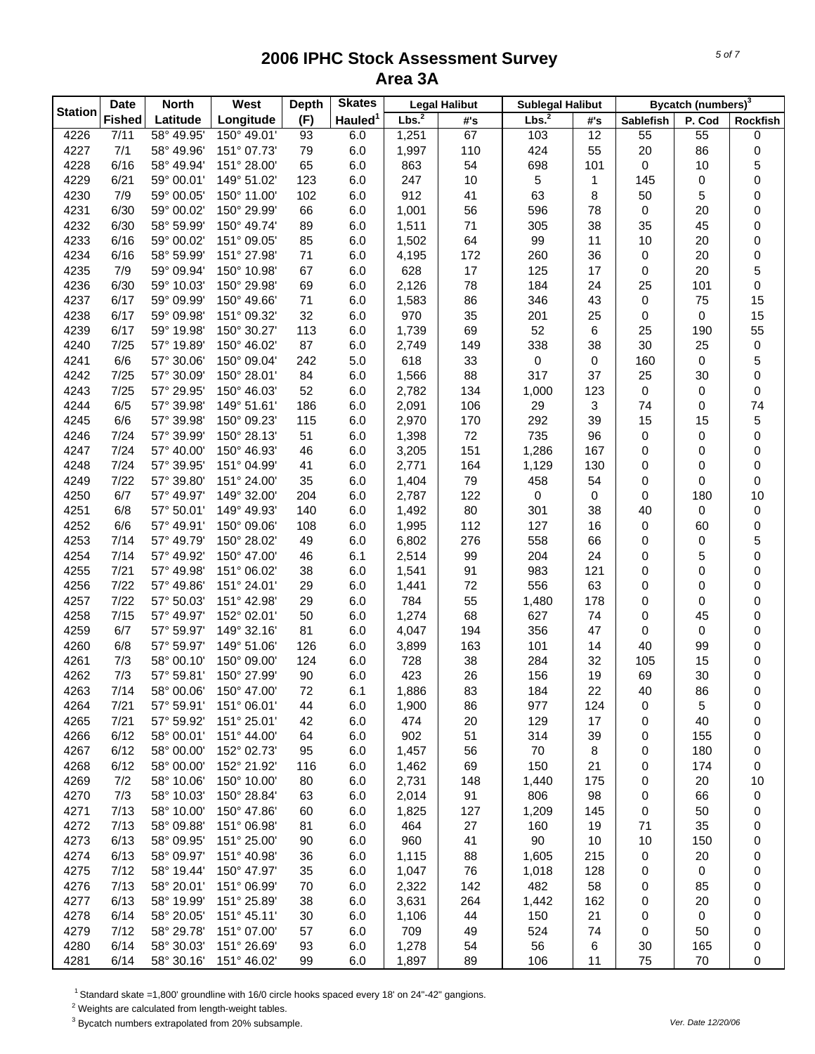# 2006 IPHC Stock Assessment Survey
## Area 3A

| Station | Date Fished | North Latitude | West Longitude | Depth (F) | Skates Hauled[1] | Legal Halibut Lbs.[2] | Legal Halibut #'s | Sublegal Halibut Lbs.[2] | Sublegal Halibut #'s | Bycatch (numbers)[3] Sablefish | P. Cod | Rockfish |
|---|---|---|---|---|---|---|---|---|---|---|---|---|
| 4226 | 7/11 | 58° 49.95' | 150° 49.01' | 93 | 6.0 | 1,251 | 67 | 103 | 12 | 55 | 55 | 0 |
| 4227 | 7/1 | 58° 49.96' | 151° 07.73' | 79 | 6.0 | 1,997 | 110 | 424 | 55 | 20 | 86 | 0 |
| 4228 | 6/16 | 58° 49.94' | 151° 28.00' | 65 | 6.0 | 863 | 54 | 698 | 101 | 0 | 10 | 5 |
| 4229 | 6/21 | 59° 00.01' | 149° 51.02' | 123 | 6.0 | 247 | 10 | 5 | 1 | 145 | 0 | 0 |
| 4230 | 7/9 | 59° 00.05' | 150° 11.00' | 102 | 6.0 | 912 | 41 | 63 | 8 | 50 | 5 | 0 |
| 4231 | 6/30 | 59° 00.02' | 150° 29.99' | 66 | 6.0 | 1,001 | 56 | 596 | 78 | 0 | 20 | 0 |
| 4232 | 6/30 | 58° 59.99' | 150° 49.74' | 89 | 6.0 | 1,511 | 71 | 305 | 38 | 35 | 45 | 0 |
| 4233 | 6/16 | 59° 00.02' | 151° 09.05' | 85 | 6.0 | 1,502 | 64 | 99 | 11 | 10 | 20 | 0 |
| 4234 | 6/16 | 58° 59.99' | 151° 27.98' | 71 | 6.0 | 4,195 | 172 | 260 | 36 | 0 | 20 | 0 |
| 4235 | 7/9 | 59° 09.94' | 150° 10.98' | 67 | 6.0 | 628 | 17 | 125 | 17 | 0 | 20 | 5 |
| 4236 | 6/30 | 59° 10.03' | 150° 29.98' | 69 | 6.0 | 2,126 | 78 | 184 | 24 | 25 | 101 | 0 |
| 4237 | 6/17 | 59° 09.99' | 150° 49.66' | 71 | 6.0 | 1,583 | 86 | 346 | 43 | 0 | 75 | 15 |
| 4238 | 6/17 | 59° 09.98' | 151° 09.32' | 32 | 6.0 | 970 | 35 | 201 | 25 | 0 | 0 | 15 |
| 4239 | 6/17 | 59° 19.98' | 150° 30.27' | 113 | 6.0 | 1,739 | 69 | 52 | 6 | 25 | 190 | 55 |
| 4240 | 7/25 | 57° 19.89' | 150° 46.02' | 87 | 6.0 | 2,749 | 149 | 338 | 38 | 30 | 25 | 0 |
| 4241 | 6/6 | 57° 30.06' | 150° 09.04' | 242 | 5.0 | 618 | 33 | 0 | 0 | 160 | 0 | 5 |
| 4242 | 7/25 | 57° 30.09' | 150° 28.01' | 84 | 6.0 | 1,566 | 88 | 317 | 37 | 25 | 30 | 0 |
| 4243 | 7/25 | 57° 29.95' | 150° 46.03' | 52 | 6.0 | 2,782 | 134 | 1,000 | 123 | 0 | 0 | 0 |
| 4244 | 6/5 | 57° 39.98' | 149° 51.61' | 186 | 6.0 | 2,091 | 106 | 29 | 3 | 74 | 0 | 74 |
| 4245 | 6/6 | 57° 39.98' | 150° 09.23' | 115 | 6.0 | 2,970 | 170 | 292 | 39 | 15 | 15 | 5 |
| 4246 | 7/24 | 57° 39.99' | 150° 28.13' | 51 | 6.0 | 1,398 | 72 | 735 | 96 | 0 | 0 | 0 |
| 4247 | 7/24 | 57° 40.00' | 150° 46.93' | 46 | 6.0 | 3,205 | 151 | 1,286 | 167 | 0 | 0 | 0 |
| 4248 | 7/24 | 57° 39.95' | 151° 04.99' | 41 | 6.0 | 2,771 | 164 | 1,129 | 130 | 0 | 0 | 0 |
| 4249 | 7/22 | 57° 39.80' | 151° 24.00' | 35 | 6.0 | 1,404 | 79 | 458 | 54 | 0 | 0 | 0 |
| 4250 | 6/7 | 57° 49.97' | 149° 32.00' | 204 | 6.0 | 2,787 | 122 | 0 | 0 | 0 | 180 | 10 |
| 4251 | 6/8 | 57° 50.01' | 149° 49.93' | 140 | 6.0 | 1,492 | 80 | 301 | 38 | 40 | 0 | 0 |
| 4252 | 6/6 | 57° 49.91' | 150° 09.06' | 108 | 6.0 | 1,995 | 112 | 127 | 16 | 0 | 60 | 0 |
| 4253 | 7/14 | 57° 49.79' | 150° 28.02' | 49 | 6.0 | 6,802 | 276 | 558 | 66 | 0 | 0 | 5 |
| 4254 | 7/14 | 57° 49.92' | 150° 47.00' | 46 | 6.1 | 2,514 | 99 | 204 | 24 | 0 | 5 | 0 |
| 4255 | 7/21 | 57° 49.98' | 151° 06.02' | 38 | 6.0 | 1,541 | 91 | 983 | 121 | 0 | 0 | 0 |
| 4256 | 7/22 | 57° 49.86' | 151° 24.01' | 29 | 6.0 | 1,441 | 72 | 556 | 63 | 0 | 0 | 0 |
| 4257 | 7/22 | 57° 50.03' | 151° 42.98' | 29 | 6.0 | 784 | 55 | 1,480 | 178 | 0 | 0 | 0 |
| 4258 | 7/15 | 57° 49.97' | 152° 02.01' | 50 | 6.0 | 1,274 | 68 | 627 | 74 | 0 | 45 | 0 |
| 4259 | 6/7 | 57° 59.97' | 149° 32.16' | 81 | 6.0 | 4,047 | 194 | 356 | 47 | 0 | 0 | 0 |
| 4260 | 6/8 | 57° 59.97' | 149° 51.06' | 126 | 6.0 | 3,899 | 163 | 101 | 14 | 40 | 99 | 0 |
| 4261 | 7/3 | 58° 00.10' | 150° 09.00' | 124 | 6.0 | 728 | 38 | 284 | 32 | 105 | 15 | 0 |
| 4262 | 7/3 | 57° 59.81' | 150° 27.99' | 90 | 6.0 | 423 | 26 | 156 | 19 | 69 | 30 | 0 |
| 4263 | 7/14 | 58° 00.06' | 150° 47.00' | 72 | 6.1 | 1,886 | 83 | 184 | 22 | 40 | 86 | 0 |
| 4264 | 7/21 | 57° 59.91' | 151° 06.01' | 44 | 6.0 | 1,900 | 86 | 977 | 124 | 0 | 5 | 0 |
| 4265 | 7/21 | 57° 59.92' | 151° 25.01' | 42 | 6.0 | 474 | 20 | 129 | 17 | 0 | 40 | 0 |
| 4266 | 6/12 | 58° 00.01' | 151° 44.00' | 64 | 6.0 | 902 | 51 | 314 | 39 | 0 | 155 | 0 |
| 4267 | 6/12 | 58° 00.00' | 152° 02.73' | 95 | 6.0 | 1,457 | 56 | 70 | 8 | 0 | 180 | 0 |
| 4268 | 6/12 | 58° 00.00' | 152° 21.92' | 116 | 6.0 | 1,462 | 69 | 150 | 21 | 0 | 174 | 0 |
| 4269 | 7/2 | 58° 10.06' | 150° 10.00' | 80 | 6.0 | 2,731 | 148 | 1,440 | 175 | 0 | 20 | 10 |
| 4270 | 7/3 | 58° 10.03' | 150° 28.84' | 63 | 6.0 | 2,014 | 91 | 806 | 98 | 0 | 66 | 0 |
| 4271 | 7/13 | 58° 10.00' | 150° 47.86' | 60 | 6.0 | 1,825 | 127 | 1,209 | 145 | 0 | 50 | 0 |
| 4272 | 7/13 | 58° 09.88' | 151° 06.98' | 81 | 6.0 | 464 | 27 | 160 | 19 | 71 | 35 | 0 |
| 4273 | 6/13 | 58° 09.95' | 151° 25.00' | 90 | 6.0 | 960 | 41 | 90 | 10 | 10 | 150 | 0 |
| 4274 | 6/13 | 58° 09.97' | 151° 40.98' | 36 | 6.0 | 1,115 | 88 | 1,605 | 215 | 0 | 20 | 0 |
| 4275 | 7/12 | 58° 19.44' | 150° 47.97' | 35 | 6.0 | 1,047 | 76 | 1,018 | 128 | 0 | 0 | 0 |
| 4276 | 7/13 | 58° 20.01' | 151° 06.99' | 70 | 6.0 | 2,322 | 142 | 482 | 58 | 0 | 85 | 0 |
| 4277 | 6/13 | 58° 19.99' | 151° 25.89' | 38 | 6.0 | 3,631 | 264 | 1,442 | 162 | 0 | 20 | 0 |
| 4278 | 6/14 | 58° 20.05' | 151° 45.11' | 30 | 6.0 | 1,106 | 44 | 150 | 21 | 0 | 0 | 0 |
| 4279 | 7/12 | 58° 29.78' | 151° 07.00' | 57 | 6.0 | 709 | 49 | 524 | 74 | 0 | 50 | 0 |
| 4280 | 6/14 | 58° 30.03' | 151° 26.69' | 93 | 6.0 | 1,278 | 54 | 56 | 6 | 30 | 165 | 0 |
| 4281 | 6/14 | 58° 30.16' | 151° 46.02' | 99 | 6.0 | 1,897 | 89 | 106 | 11 | 75 | 70 | 0 |

[1] Standard skate =1,800' groundline with 16/0 circle hooks spaced every 18' on 24"-42" gangions.

[2] Weights are calculated from length-weight tables.

[3] Bycatch numbers extrapolated from 20% subsample.

Ver. Date 12/20/06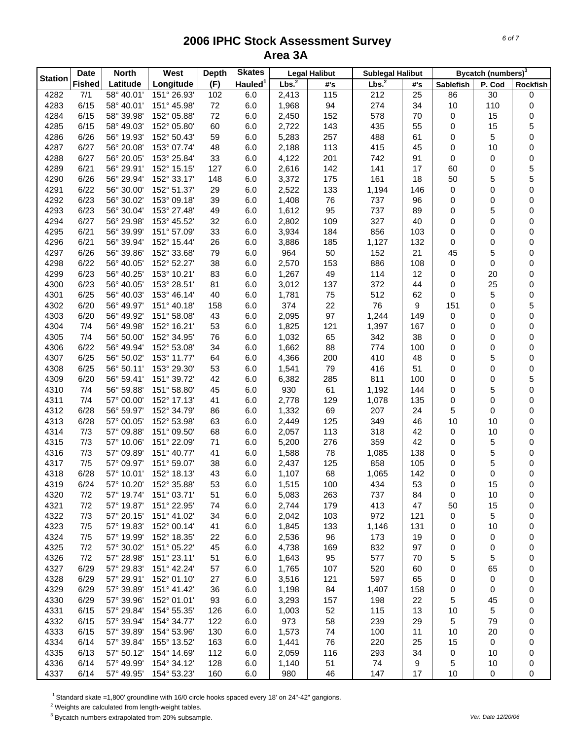# 2006 IPHC Stock Assessment Survey
## Area 3A

| Station | Date Fished | North Latitude | West Longitude | Depth (F) | Skates Hauled[1] | Legal Halibut Lbs.[2] | Legal Halibut #'s | Sublegal Halibut Lbs.[2] | Sublegal Halibut #'s | Bycatch (numbers)[3] Sablefish | P. Cod | Rockfish |
|---|---|---|---|---|---|---|---|---|---|---|---|---|
| 4282 | 7/1 | 58° 40.01' | 151° 26.93' | 102 | 6.0 | 2,413 | 115 | 212 | 25 | 86 | 30 | 0 |
| 4283 | 6/15 | 58° 40.01' | 151° 45.98' | 72 | 6.0 | 1,968 | 94 | 274 | 34 | 10 | 110 | 0 |
| 4284 | 6/15 | 58° 39.98' | 152° 05.88' | 72 | 6.0 | 2,450 | 152 | 578 | 70 | 0 | 15 | 0 |
| 4285 | 6/15 | 58° 49.03' | 152° 05.80' | 60 | 6.0 | 2,722 | 143 | 435 | 55 | 0 | 15 | 5 |
| 4286 | 6/26 | 56° 19.93' | 152° 50.43' | 59 | 6.0 | 5,283 | 257 | 488 | 61 | 0 | 5 | 0 |
| 4287 | 6/27 | 56° 20.08' | 153° 07.74' | 48 | 6.0 | 2,188 | 113 | 415 | 45 | 0 | 10 | 0 |
| 4288 | 6/27 | 56° 20.05' | 153° 25.84' | 33 | 6.0 | 4,122 | 201 | 742 | 91 | 0 | 0 | 0 |
| 4289 | 6/21 | 56° 29.91' | 152° 15.15' | 127 | 6.0 | 2,616 | 142 | 141 | 17 | 60 | 0 | 5 |
| 4290 | 6/26 | 56° 29.94' | 152° 33.17' | 148 | 6.0 | 3,372 | 175 | 161 | 18 | 50 | 5 | 5 |
| 4291 | 6/22 | 56° 30.00' | 152° 51.37' | 29 | 6.0 | 2,522 | 133 | 1,194 | 146 | 0 | 0 | 0 |
| 4292 | 6/23 | 56° 30.02' | 153° 09.18' | 39 | 6.0 | 1,408 | 76 | 737 | 96 | 0 | 0 | 0 |
| 4293 | 6/23 | 56° 30.04' | 153° 27.48' | 49 | 6.0 | 1,612 | 95 | 737 | 89 | 0 | 5 | 0 |
| 4294 | 6/27 | 56° 29.98' | 153° 45.52' | 32 | 6.0 | 2,802 | 109 | 327 | 40 | 0 | 0 | 0 |
| 4295 | 6/21 | 56° 39.99' | 151° 57.09' | 33 | 6.0 | 3,934 | 184 | 856 | 103 | 0 | 0 | 0 |
| 4296 | 6/21 | 56° 39.94' | 152° 15.44' | 26 | 6.0 | 3,886 | 185 | 1,127 | 132 | 0 | 0 | 0 |
| 4297 | 6/26 | 56° 39.86' | 152° 33.68' | 79 | 6.0 | 964 | 50 | 152 | 21 | 45 | 5 | 0 |
| 4298 | 6/22 | 56° 40.05' | 152° 52.27' | 38 | 6.0 | 2,570 | 153 | 886 | 108 | 0 | 0 | 0 |
| 4299 | 6/23 | 56° 40.25' | 153° 10.21' | 83 | 6.0 | 1,267 | 49 | 114 | 12 | 0 | 20 | 0 |
| 4300 | 6/23 | 56° 40.05' | 153° 28.51' | 81 | 6.0 | 3,012 | 137 | 372 | 44 | 0 | 25 | 0 |
| 4301 | 6/25 | 56° 40.03' | 153° 46.14' | 40 | 6.0 | 1,781 | 75 | 512 | 62 | 0 | 5 | 0 |
| 4302 | 6/20 | 56° 49.97' | 151° 40.18' | 158 | 6.0 | 374 | 22 | 76 | 9 | 151 | 0 | 5 |
| 4303 | 6/20 | 56° 49.92' | 151° 58.08' | 43 | 6.0 | 2,095 | 97 | 1,244 | 149 | 0 | 0 | 0 |
| 4304 | 7/4 | 56° 49.98' | 152° 16.21' | 53 | 6.0 | 1,825 | 121 | 1,397 | 167 | 0 | 0 | 0 |
| 4305 | 7/4 | 56° 50.00' | 152° 34.95' | 76 | 6.0 | 1,032 | 65 | 342 | 38 | 0 | 0 | 0 |
| 4306 | 6/22 | 56° 49.94' | 152° 53.08' | 34 | 6.0 | 1,662 | 88 | 774 | 100 | 0 | 0 | 0 |
| 4307 | 6/25 | 56° 50.02' | 153° 11.77' | 64 | 6.0 | 4,366 | 200 | 410 | 48 | 0 | 5 | 0 |
| 4308 | 6/25 | 56° 50.11' | 153° 29.30' | 53 | 6.0 | 1,541 | 79 | 416 | 51 | 0 | 0 | 0 |
| 4309 | 6/20 | 56° 59.41' | 151° 39.72' | 42 | 6.0 | 6,382 | 285 | 811 | 100 | 0 | 0 | 5 |
| 4310 | 7/4 | 56° 59.88' | 151° 58.80' | 45 | 6.0 | 930 | 61 | 1,192 | 144 | 0 | 5 | 0 |
| 4311 | 7/4 | 57° 00.00' | 152° 17.13' | 41 | 6.0 | 2,778 | 129 | 1,078 | 135 | 0 | 0 | 0 |
| 4312 | 6/28 | 56° 59.97' | 152° 34.79' | 86 | 6.0 | 1,332 | 69 | 207 | 24 | 5 | 0 | 0 |
| 4313 | 6/28 | 57° 00.05' | 152° 53.98' | 63 | 6.0 | 2,449 | 125 | 349 | 46 | 10 | 10 | 0 |
| 4314 | 7/3 | 57° 09.88' | 151° 09.50' | 68 | 6.0 | 2,057 | 113 | 318 | 42 | 0 | 10 | 0 |
| 4315 | 7/3 | 57° 10.06' | 151° 22.09' | 71 | 6.0 | 5,200 | 276 | 359 | 42 | 0 | 5 | 0 |
| 4316 | 7/3 | 57° 09.89' | 151° 40.77' | 41 | 6.0 | 1,588 | 78 | 1,085 | 138 | 0 | 5 | 0 |
| 4317 | 7/5 | 57° 09.97' | 151° 59.07' | 38 | 6.0 | 2,437 | 125 | 858 | 105 | 0 | 5 | 0 |
| 4318 | 6/28 | 57° 10.01' | 152° 18.13' | 43 | 6.0 | 1,107 | 68 | 1,065 | 142 | 0 | 0 | 0 |
| 4319 | 6/24 | 57° 10.20' | 152° 35.88' | 53 | 6.0 | 1,515 | 100 | 434 | 53 | 0 | 15 | 0 |
| 4320 | 7/2 | 57° 19.74' | 151° 03.71' | 51 | 6.0 | 5,083 | 263 | 737 | 84 | 0 | 10 | 0 |
| 4321 | 7/2 | 57° 19.87' | 151° 22.95' | 74 | 6.0 | 2,744 | 179 | 413 | 47 | 50 | 15 | 0 |
| 4322 | 7/3 | 57° 20.15' | 151° 41.02' | 34 | 6.0 | 2,042 | 103 | 972 | 121 | 0 | 5 | 0 |
| 4323 | 7/5 | 57° 19.83' | 152° 00.14' | 41 | 6.0 | 1,845 | 133 | 1,146 | 131 | 0 | 10 | 0 |
| 4324 | 7/5 | 57° 19.99' | 152° 18.35' | 22 | 6.0 | 2,536 | 96 | 173 | 19 | 0 | 0 | 0 |
| 4325 | 7/2 | 57° 30.02' | 151° 05.22' | 45 | 6.0 | 4,738 | 169 | 832 | 97 | 0 | 0 | 0 |
| 4326 | 7/2 | 57° 28.98' | 151° 23.11' | 51 | 6.0 | 1,643 | 95 | 577 | 70 | 5 | 5 | 0 |
| 4327 | 6/29 | 57° 29.83' | 151° 42.24' | 57 | 6.0 | 1,765 | 107 | 520 | 60 | 0 | 65 | 0 |
| 4328 | 6/29 | 57° 29.91' | 152° 01.10' | 27 | 6.0 | 3,516 | 121 | 597 | 65 | 0 | 0 | 0 |
| 4329 | 6/29 | 57° 39.89' | 151° 41.42' | 36 | 6.0 | 1,198 | 84 | 1,407 | 158 | 0 | 0 | 0 |
| 4330 | 6/29 | 57° 39.96' | 152° 01.01' | 93 | 6.0 | 3,293 | 157 | 198 | 22 | 5 | 45 | 0 |
| 4331 | 6/15 | 57° 29.84' | 154° 55.35' | 126 | 6.0 | 1,003 | 52 | 115 | 13 | 10 | 5 | 0 |
| 4332 | 6/15 | 57° 39.94' | 154° 34.77' | 122 | 6.0 | 973 | 58 | 239 | 29 | 5 | 79 | 0 |
| 4333 | 6/15 | 57° 39.89' | 154° 53.96' | 130 | 6.0 | 1,573 | 74 | 100 | 11 | 10 | 20 | 0 |
| 4334 | 6/14 | 57° 39.84' | 155° 13.52' | 163 | 6.0 | 1,441 | 76 | 220 | 25 | 15 | 0 | 0 |
| 4335 | 6/13 | 57° 50.12' | 154° 14.69' | 112 | 6.0 | 2,059 | 116 | 293 | 34 | 0 | 10 | 0 |
| 4336 | 6/14 | 57° 49.99' | 154° 34.12' | 128 | 6.0 | 1,140 | 51 | 74 | 9 | 5 | 10 | 0 |
| 4337 | 6/14 | 57° 49.95' | 154° 53.23' | 160 | 6.0 | 980 | 46 | 147 | 17 | 10 | 0 | 0 |

[1] Standard skate =1,800' groundline with 16/0 circle hooks spaced every 18' on 24"-42" gangions.

[2] Weights are calculated from length-weight tables.

[3] Bycatch numbers extrapolated from 20% subsample.

Ver. Date 12/20/06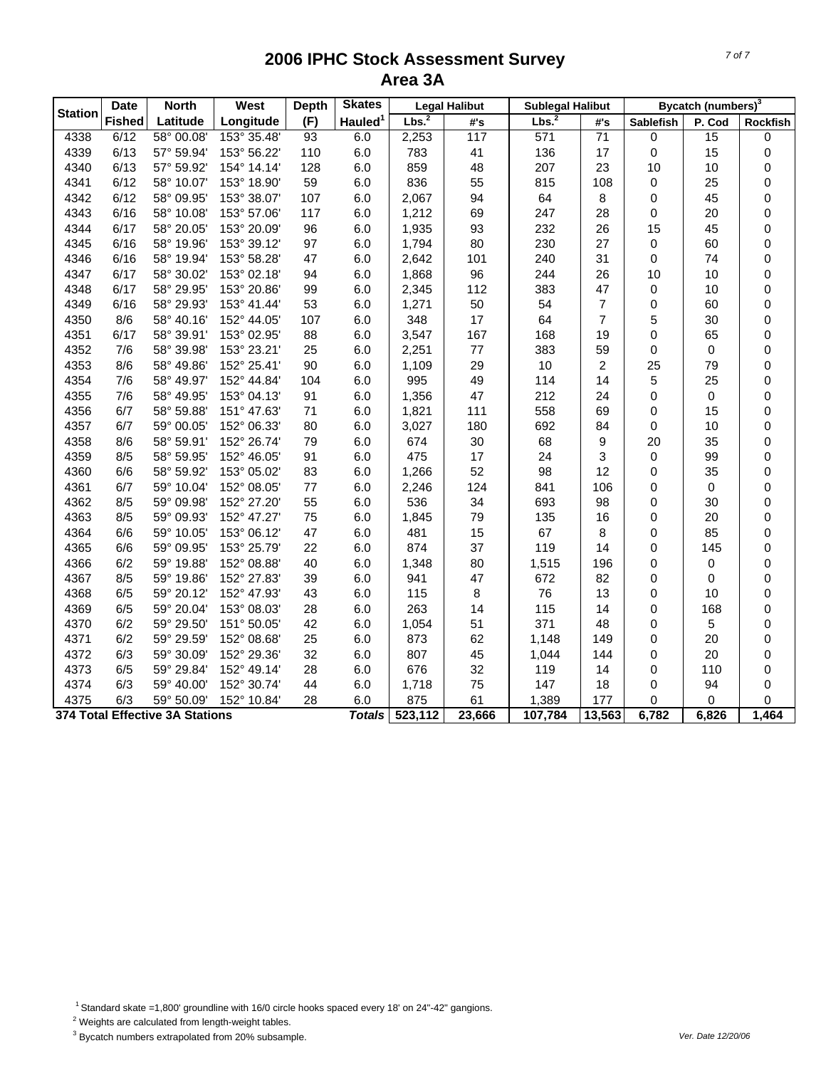# 2006 IPHC Stock Assessment Survey
## Area 3A

| Station | Date Fished | North Latitude | West Longitude | Depth (F) | Skates Hauled[1] | Legal Halibut Lbs.[2] | Legal Halibut #'s | Sublegal Halibut Lbs.[2] | Sublegal Halibut #'s | Bycatch (numbers)[3] Sablefish | Bycatch (numbers)[3] P. Cod | Bycatch (numbers)[3] Rockfish |
|---|---|---|---|---|---|---|---|---|---|---|---|---|
| 4338 | 6/12 | 58° 00.08' | 153° 35.48' | 93 | 6.0 | 2,253 | 117 | 571 | 71 | 0 | 15 | 0 |
| 4339 | 6/13 | 57° 59.94' | 153° 56.22' | 110 | 6.0 | 783 | 41 | 136 | 17 | 0 | 15 | 0 |
| 4340 | 6/13 | 57° 59.92' | 154° 14.14' | 128 | 6.0 | 859 | 48 | 207 | 23 | 10 | 10 | 0 |
| 4341 | 6/12 | 58° 10.07' | 153° 18.90' | 59 | 6.0 | 836 | 55 | 815 | 108 | 0 | 25 | 0 |
| 4342 | 6/12 | 58° 09.95' | 153° 38.07' | 107 | 6.0 | 2,067 | 94 | 64 | 8 | 0 | 45 | 0 |
| 4343 | 6/16 | 58° 10.08' | 153° 57.06' | 117 | 6.0 | 1,212 | 69 | 247 | 28 | 0 | 20 | 0 |
| 4344 | 6/17 | 58° 20.05' | 153° 20.09' | 96 | 6.0 | 1,935 | 93 | 232 | 26 | 15 | 45 | 0 |
| 4345 | 6/16 | 58° 19.96' | 153° 39.12' | 97 | 6.0 | 1,794 | 80 | 230 | 27 | 0 | 60 | 0 |
| 4346 | 6/16 | 58° 19.94' | 153° 58.28' | 47 | 6.0 | 2,642 | 101 | 240 | 31 | 0 | 74 | 0 |
| 4347 | 6/17 | 58° 30.02' | 153° 02.18' | 94 | 6.0 | 1,868 | 96 | 244 | 26 | 10 | 10 | 0 |
| 4348 | 6/17 | 58° 29.95' | 153° 20.86' | 99 | 6.0 | 2,345 | 112 | 383 | 47 | 0 | 10 | 0 |
| 4349 | 6/16 | 58° 29.93' | 153° 41.44' | 53 | 6.0 | 1,271 | 50 | 54 | 7 | 0 | 60 | 0 |
| 4350 | 8/6 | 58° 40.16' | 152° 44.05' | 107 | 6.0 | 348 | 17 | 64 | 7 | 5 | 30 | 0 |
| 4351 | 6/17 | 58° 39.91' | 153° 02.95' | 88 | 6.0 | 3,547 | 167 | 168 | 19 | 0 | 65 | 0 |
| 4352 | 7/6 | 58° 39.98' | 153° 23.21' | 25 | 6.0 | 2,251 | 77 | 383 | 59 | 0 | 0 | 0 |
| 4353 | 8/6 | 58° 49.86' | 152° 25.41' | 90 | 6.0 | 1,109 | 29 | 10 | 2 | 25 | 79 | 0 |
| 4354 | 7/6 | 58° 49.97' | 152° 44.84' | 104 | 6.0 | 995 | 49 | 114 | 14 | 5 | 25 | 0 |
| 4355 | 7/6 | 58° 49.95' | 153° 04.13' | 91 | 6.0 | 1,356 | 47 | 212 | 24 | 0 | 0 | 0 |
| 4356 | 6/7 | 58° 59.88' | 151° 47.63' | 71 | 6.0 | 1,821 | 111 | 558 | 69 | 0 | 15 | 0 |
| 4357 | 6/7 | 59° 00.05' | 152° 06.33' | 80 | 6.0 | 3,027 | 180 | 692 | 84 | 0 | 10 | 0 |
| 4358 | 8/6 | 58° 59.91' | 152° 26.74' | 79 | 6.0 | 674 | 30 | 68 | 9 | 20 | 35 | 0 |
| 4359 | 8/5 | 58° 59.95' | 152° 46.05' | 91 | 6.0 | 475 | 17 | 24 | 3 | 0 | 99 | 0 |
| 4360 | 6/6 | 58° 59.92' | 153° 05.02' | 83 | 6.0 | 1,266 | 52 | 98 | 12 | 0 | 35 | 0 |
| 4361 | 6/7 | 59° 10.04' | 152° 08.05' | 77 | 6.0 | 2,246 | 124 | 841 | 106 | 0 | 0 | 0 |
| 4362 | 8/5 | 59° 09.98' | 152° 27.20' | 55 | 6.0 | 536 | 34 | 693 | 98 | 0 | 30 | 0 |
| 4363 | 8/5 | 59° 09.93' | 152° 47.27' | 75 | 6.0 | 1,845 | 79 | 135 | 16 | 0 | 20 | 0 |
| 4364 | 6/6 | 59° 10.05' | 153° 06.12' | 47 | 6.0 | 481 | 15 | 67 | 8 | 0 | 85 | 0 |
| 4365 | 6/6 | 59° 09.95' | 153° 25.79' | 22 | 6.0 | 874 | 37 | 119 | 14 | 0 | 145 | 0 |
| 4366 | 6/2 | 59° 19.88' | 152° 08.88' | 40 | 6.0 | 1,348 | 80 | 1,515 | 196 | 0 | 0 | 0 |
| 4367 | 8/5 | 59° 19.86' | 152° 27.83' | 39 | 6.0 | 941 | 47 | 672 | 82 | 0 | 0 | 0 |
| 4368 | 6/5 | 59° 20.12' | 152° 47.93' | 43 | 6.0 | 115 | 8 | 76 | 13 | 0 | 10 | 0 |
| 4369 | 6/5 | 59° 20.04' | 153° 08.03' | 28 | 6.0 | 263 | 14 | 115 | 14 | 0 | 168 | 0 |
| 4370 | 6/2 | 59° 29.50' | 151° 50.05' | 42 | 6.0 | 1,054 | 51 | 371 | 48 | 0 | 5 | 0 |
| 4371 | 6/2 | 59° 29.59' | 152° 08.68' | 25 | 6.0 | 873 | 62 | 1,148 | 149 | 0 | 20 | 0 |
| 4372 | 6/3 | 59° 30.09' | 152° 29.36' | 32 | 6.0 | 807 | 45 | 1,044 | 144 | 0 | 20 | 0 |
| 4373 | 6/5 | 59° 29.84' | 152° 49.14' | 28 | 6.0 | 676 | 32 | 119 | 14 | 0 | 110 | 0 |
| 4374 | 6/3 | 59° 40.00' | 152° 30.74' | 44 | 6.0 | 1,718 | 75 | 147 | 18 | 0 | 94 | 0 |
| 4375 | 6/3 | 59° 50.09' | 152° 10.84' | 28 | 6.0 | 875 | 61 | 1,389 | 177 | 0 | 0 | 0 |
| **374 Total Effective 3A Stations** | | | | | ***Totals*** | **523,112** | **23,666** | **107,784** | **13,563** | **6,782** | **6,826** | **1,464** |

[1] Standard skate =1,800' groundline with 16/0 circle hooks spaced every 18' on 24"-42" gangions.

[2] Weights are calculated from length-weight tables.

[3] Bycatch numbers extrapolated from 20% subsample.

*Ver. Date 12/20/06*